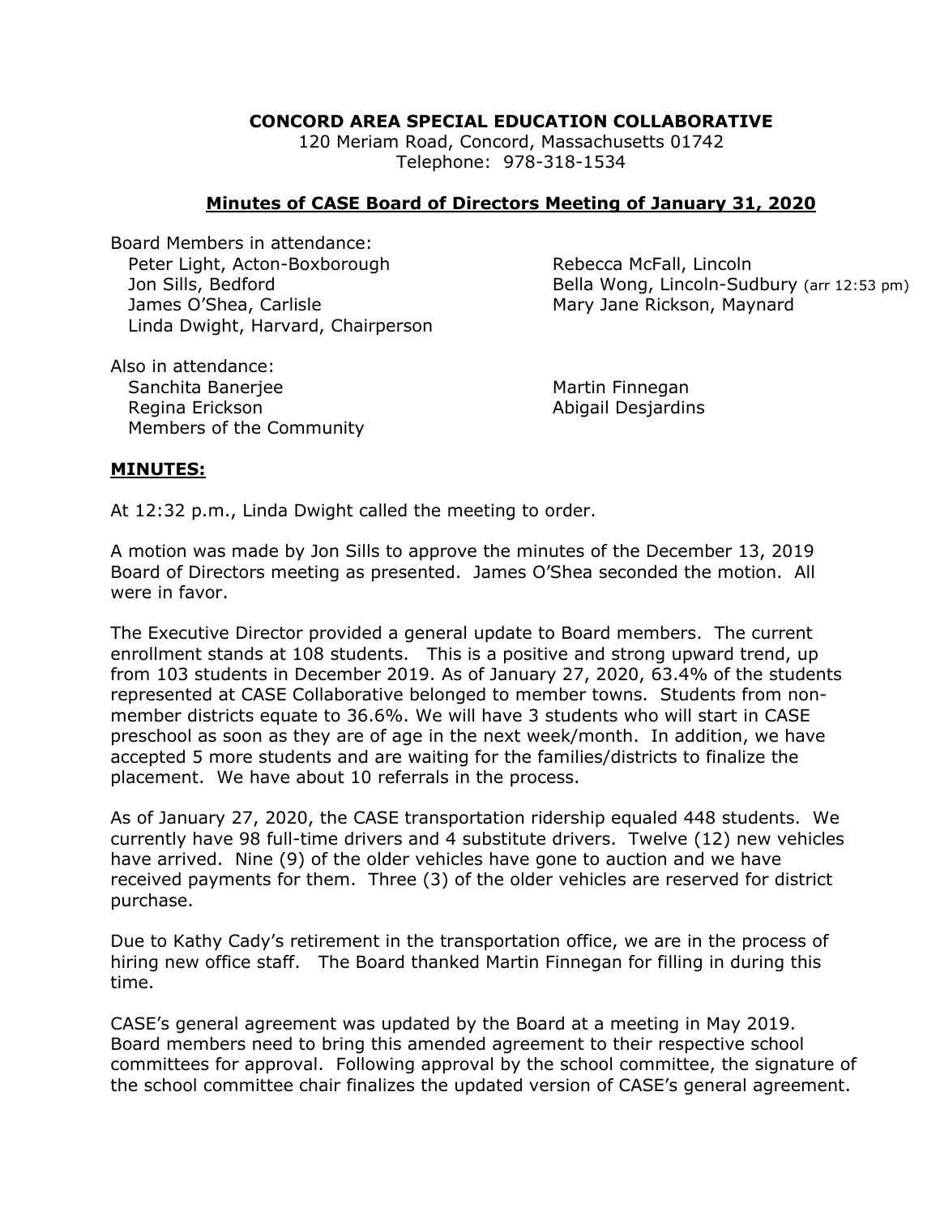**CONCORD AREA SPECIAL EDUCATION COLLABORATIVE**
120 Meriam Road, Concord, Massachusetts 01742
Telephone: 978-318-1534

## Minutes of CASE Board of Directors Meeting of January 31, 2020

Board Members in attendance:
- Peter Light, Acton-Boxborough
- Jon Sills, Bedford
- James O'Shea, Carlisle
- Linda Dwight, Harvard, Chairperson
- Rebecca McFall, Lincoln
- Bella Wong, Lincoln-Sudbury (arr 12:53 pm)
- Mary Jane Rickson, Maynard

Also in attendance:
- Sanchita Banerjee
- Regina Erickson
- Members of the Community
- Martin Finnegan
- Abigail Desjardins

### MINUTES:

At 12:32 p.m., Linda Dwight called the meeting to order.

A motion was made by Jon Sills to approve the minutes of the December 13, 2019 Board of Directors meeting as presented. James O'Shea seconded the motion. All were in favor.

The Executive Director provided a general update to Board members. The current enrollment stands at 108 students. This is a positive and strong upward trend, up from 103 students in December 2019. As of January 27, 2020, 63.4% of the students represented at CASE Collaborative belonged to member towns. Students from non-member districts equate to 36.6%. We will have 3 students who will start in CASE preschool as soon as they are of age in the next week/month. In addition, we have accepted 5 more students and are waiting for the families/districts to finalize the placement. We have about 10 referrals in the process.

As of January 27, 2020, the CASE transportation ridership equaled 448 students. We currently have 98 full-time drivers and 4 substitute drivers. Twelve (12) new vehicles have arrived. Nine (9) of the older vehicles have gone to auction and we have received payments for them. Three (3) of the older vehicles are reserved for district purchase.

Due to Kathy Cady's retirement in the transportation office, we are in the process of hiring new office staff. The Board thanked Martin Finnegan for filling in during this time.

CASE's general agreement was updated by the Board at a meeting in May 2019. Board members need to bring this amended agreement to their respective school committees for approval. Following approval by the school committee, the signature of the school committee chair finalizes the updated version of CASE's general agreement.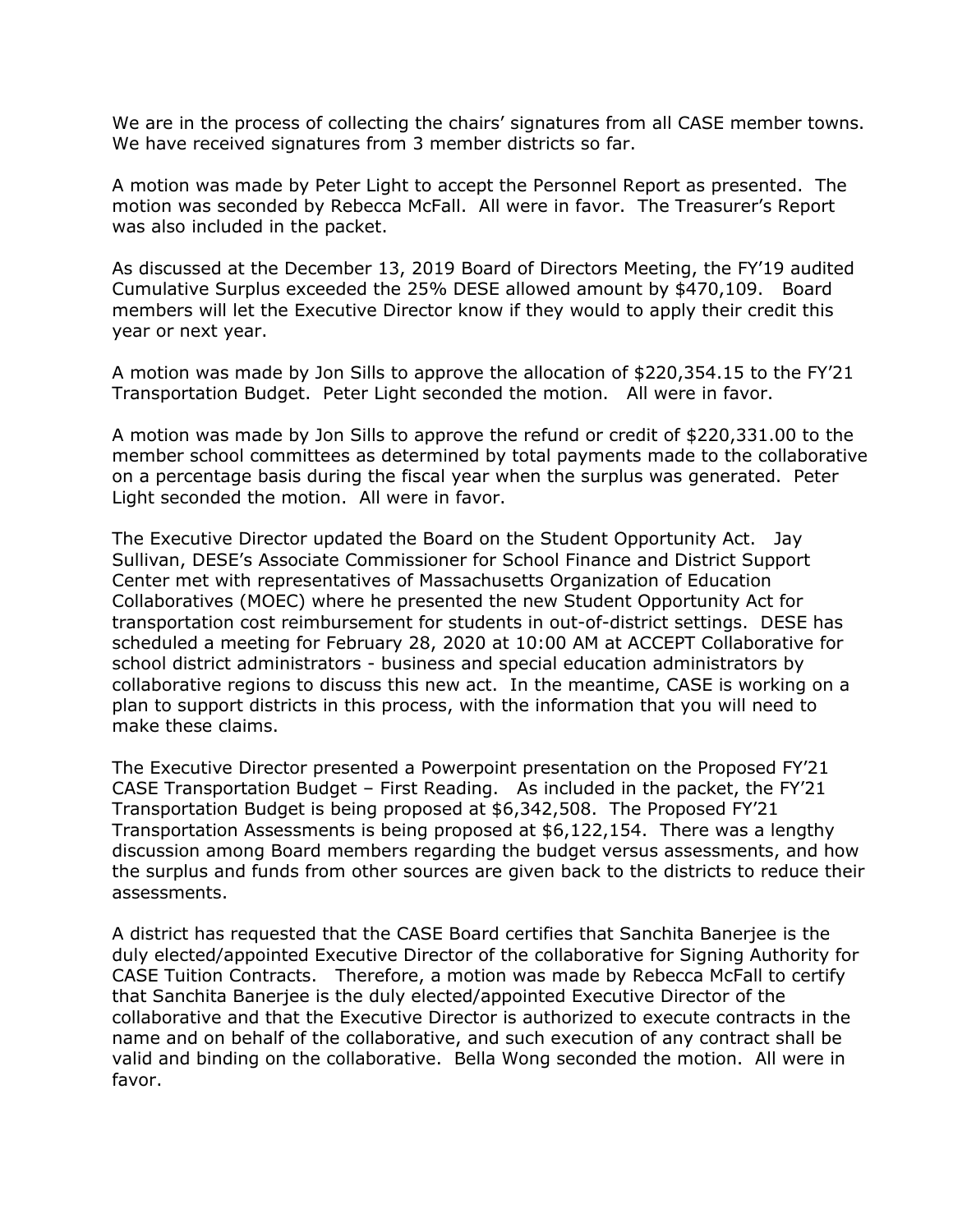We are in the process of collecting the chairs' signatures from all CASE member towns. We have received signatures from 3 member districts so far.

A motion was made by Peter Light to accept the Personnel Report as presented. The motion was seconded by Rebecca McFall. All were in favor. The Treasurer's Report was also included in the packet.

As discussed at the December 13, 2019 Board of Directors Meeting, the FY'19 audited Cumulative Surplus exceeded the 25% DESE allowed amount by $470,109. Board members will let the Executive Director know if they would to apply their credit this year or next year.

A motion was made by Jon Sills to approve the allocation of $220,354.15 to the FY'21 Transportation Budget. Peter Light seconded the motion. All were in favor.

A motion was made by Jon Sills to approve the refund or credit of $220,331.00 to the member school committees as determined by total payments made to the collaborative on a percentage basis during the fiscal year when the surplus was generated. Peter Light seconded the motion. All were in favor.

The Executive Director updated the Board on the Student Opportunity Act. Jay Sullivan, DESE's Associate Commissioner for School Finance and District Support Center met with representatives of Massachusetts Organization of Education Collaboratives (MOEC) where he presented the new Student Opportunity Act for transportation cost reimbursement for students in out-of-district settings. DESE has scheduled a meeting for February 28, 2020 at 10:00 AM at ACCEPT Collaborative for school district administrators - business and special education administrators by collaborative regions to discuss this new act. In the meantime, CASE is working on a plan to support districts in this process, with the information that you will need to make these claims.

The Executive Director presented a Powerpoint presentation on the Proposed FY'21 CASE Transportation Budget – First Reading. As included in the packet, the FY'21 Transportation Budget is being proposed at $6,342,508. The Proposed FY'21 Transportation Assessments is being proposed at $6,122,154. There was a lengthy discussion among Board members regarding the budget versus assessments, and how the surplus and funds from other sources are given back to the districts to reduce their assessments.

A district has requested that the CASE Board certifies that Sanchita Banerjee is the duly elected/appointed Executive Director of the collaborative for Signing Authority for CASE Tuition Contracts. Therefore, a motion was made by Rebecca McFall to certify that Sanchita Banerjee is the duly elected/appointed Executive Director of the collaborative and that the Executive Director is authorized to execute contracts in the name and on behalf of the collaborative, and such execution of any contract shall be valid and binding on the collaborative. Bella Wong seconded the motion. All were in favor.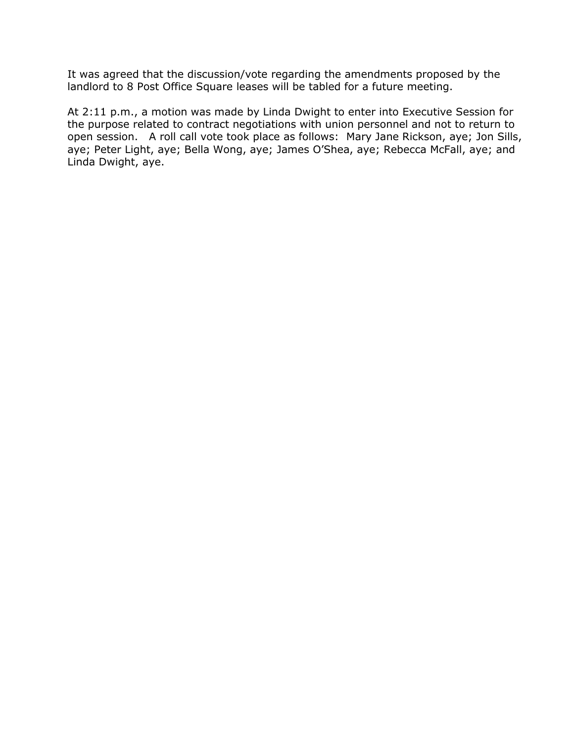It was agreed that the discussion/vote regarding the amendments proposed by the landlord to 8 Post Office Square leases will be tabled for a future meeting.

At 2:11 p.m., a motion was made by Linda Dwight to enter into Executive Session for the purpose related to contract negotiations with union personnel and not to return to open session. A roll call vote took place as follows: Mary Jane Rickson, aye; Jon Sills, aye; Peter Light, aye; Bella Wong, aye; James O'Shea, aye; Rebecca McFall, aye; and Linda Dwight, aye.